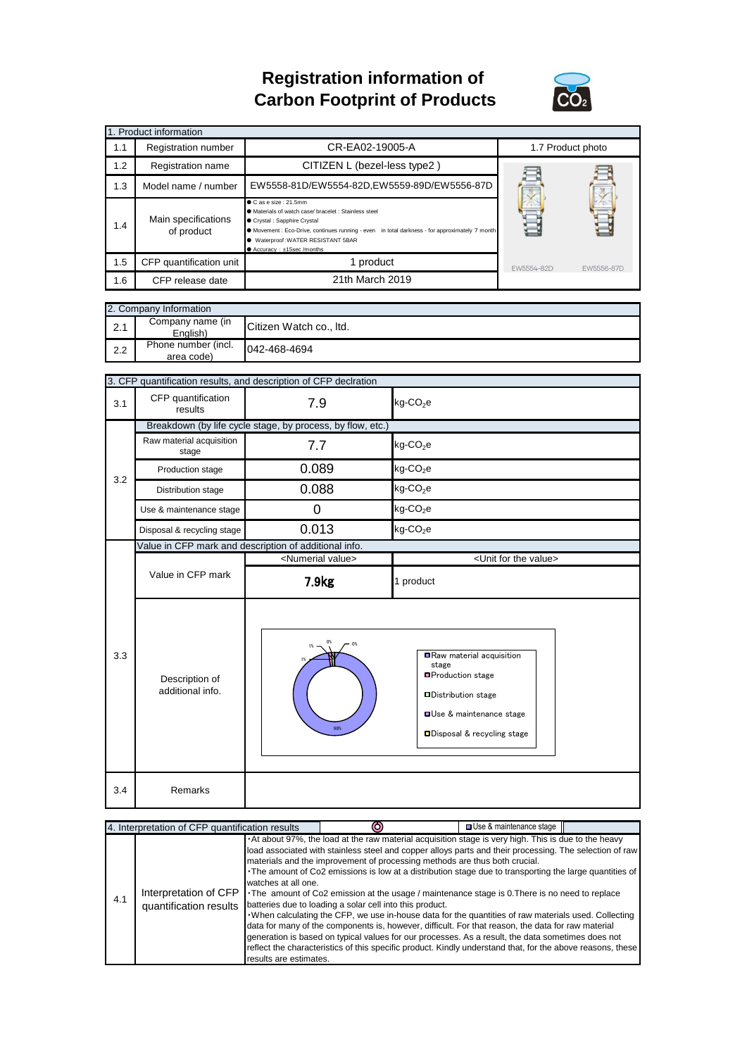# Registration information of Carbon Footprint of Products

| 1. Product information | | | |
|---|---|---|---|
| 1.1 | Registration number | CR-EA02-19005-A | 1.7 Product photo |
| 1.2 | Registration name | CITIZEN L (bezel-less type2 ) | |
| 1.3 | Model name / number | EW5558-81D/EW5554-82D,EW5559-89D/EW5556-87D | |
| 1.4 | Main specifications of product | ● Case size : 21.5mm<br>● Materials of watch case/ bracelet : Stainless steel<br>● Crystal : Sapphire Crystal<br>● Movement : Eco-Drive, continues running - even in total darkness - for approximately 7 month<br>● Waterproof:WATER RESISTANT 5BAR<br>● Accuracy : ±15sec /months | |
| 1.5 | CFP quantification unit | 1 product | EW5554-82D EW5556-87D |
| 1.6 | CFP release date | 21th March 2019 | |

| 2. Company Information | | |
|---|---|---|
| 2.1 | Company name (in English) | Citizen Watch co., ltd. |
| 2.2 | Phone number (incl. area code) | 042-468-4694 |

| 3. CFP quantification results, and description of CFP declration | | | |
|---|---|---|---|
| 3.1 | CFP quantification results | 7.9 | kg-$CO_2$e |
| 3.2 | Breakdown (by life cycle stage, by process, by flow, etc.) | | |
| | Raw material acquisition stage | 7.7 | kg-$CO_2$e |
| | Production stage | 0.089 | kg-$CO_2$e |
| | Distribution stage | 0.088 | kg-$CO_2$e |
| | Use & maintenance stage | 0 | kg-$CO_2$e |
| | Disposal & recycling stage | 0.013 | kg-$CO_2$e |
| 3.3 | Value in CFP mark and description of additional info. | | |
| | Value in CFP mark | <Numerial value><br>**7.9kg** | <Unit for the value><br>1 product |
| | Description of additional info. | Chart: Raw material acquisition stage 98%, Production stage 1%, Distribution stage 1%, Use & maintenance stage 0%, Disposal & recycling stage 0% | |
| 3.4 | Remarks | | |

| 4. Interpretation of CFP quantification results | | |
|---|---|---|
| 4.1 | Interpretation of CFP quantification results | ･At about 97%, the load at the raw material acquisition stage is very high. This is due to the heavy load associated with stainless steel and copper alloys parts and their processing. The selection of raw materials and the improvement of processing methods are thus both crucial.<br>･The amount of Co2 emissions is low at a distribution stage due to transporting the large quantities of watches at all one.<br>･The amount of Co2 emission at the usage / maintenance stage is 0.There is no need to replace batteries due to loading a solar cell into this product.<br>･When calculating the CFP, we use in-house data for the quantities of raw materials used. Collecting data for many of the components is, however, difficult. For that reason, the data for raw material generation is based on typical values for our processes. As a result, the data sometimes does not reflect the characteristics of this specific product. Kindly understand that, for the above reasons, these results are estimates. |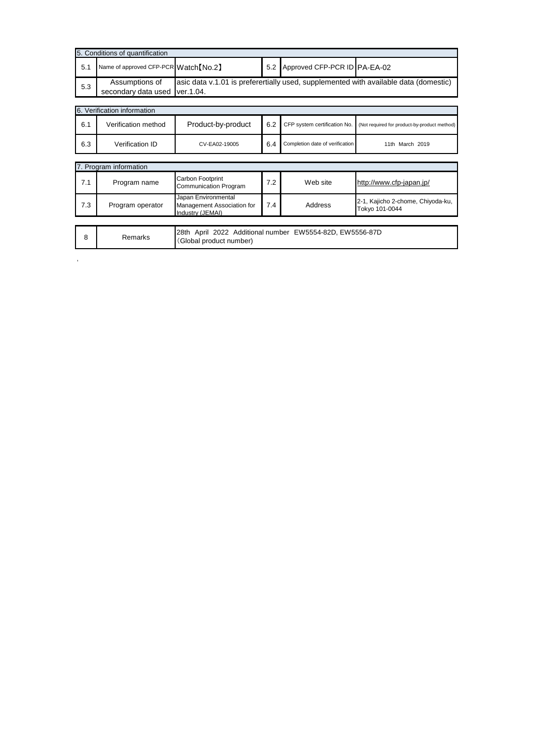| 5. Conditions of quantification | | | | | |
|---|---|---|---|---|---|
| 5.1 | Name of approved CFP-PCR | Watch【No.2】 | 5.2 | Approved CFP-PCR ID | PA-EA-02 |
| 5.3 | Assumptions of secondary data used | asic data v.1.01 is preferertially used, supplemented with available data (domestic) ver.1.04. | | | |

| 6. Verification information | | | | | |
|---|---|---|---|---|---|
| 6.1 | Verification method | Product-by-product | 6.2 | CFP system certification No. | (Not required for product-by-product method) |
| 6.3 | Verification ID | CV-EA02-19005 | 6.4 | Completion date of verification | 11th March 2019 |

| 7. Program information | | | | | |
|---|---|---|---|---|---|
| 7.1 | Program name | Carbon Footprint Communication Program | 7.2 | Web site | http://www.cfp-japan.jp/ |
| 7.3 | Program operator | Japan Environmental Management Association for Industry (JEMAI) | 7.4 | Address | 2-1, Kajicho 2-chome, Chiyoda-ku, Tokyo 101-0044 |

| | | |
|---|---|---|
| 8 | Remarks | 28th April 2022 Additional number EW5554-82D, EW5556-87D （Global product number) |